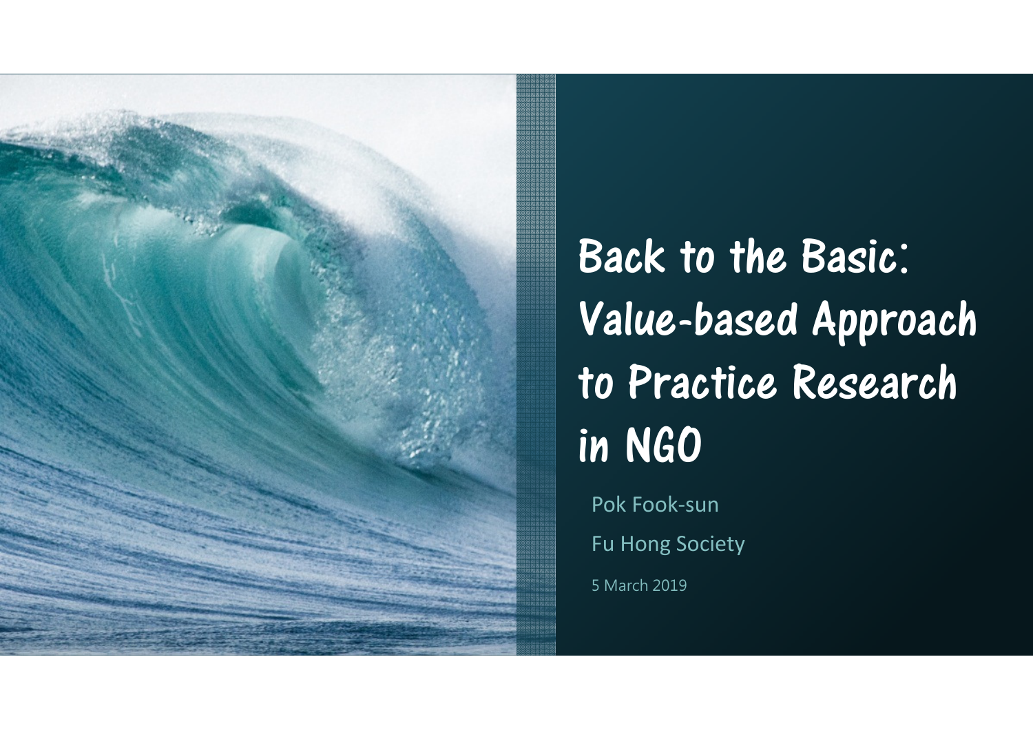# Back to the Basic: Value-based Approach to Practice Research in NGO

Pok Fook-sun

Fu Hong Society

5 March 2019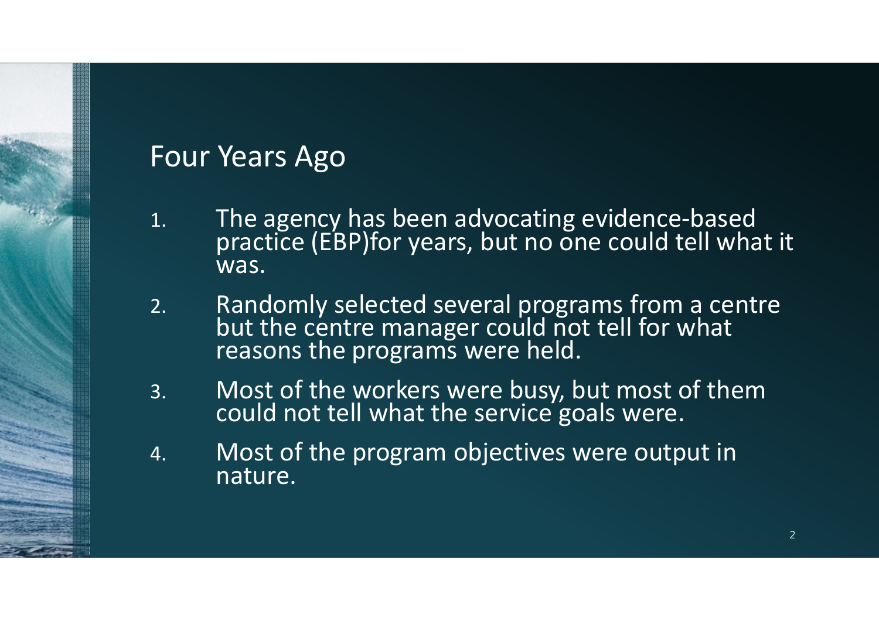# Four Years Ago

1. The agency has been advocating evidence-based practice (EBP)for years, but no one could tell what it was.
2. Randomly selected several programs from a centre but the centre manager could not tell for what reasons the programs were held.
3. Most of the workers were busy, but most of them could not tell what the service goals were.
4. Most of the program objectives were output in nature.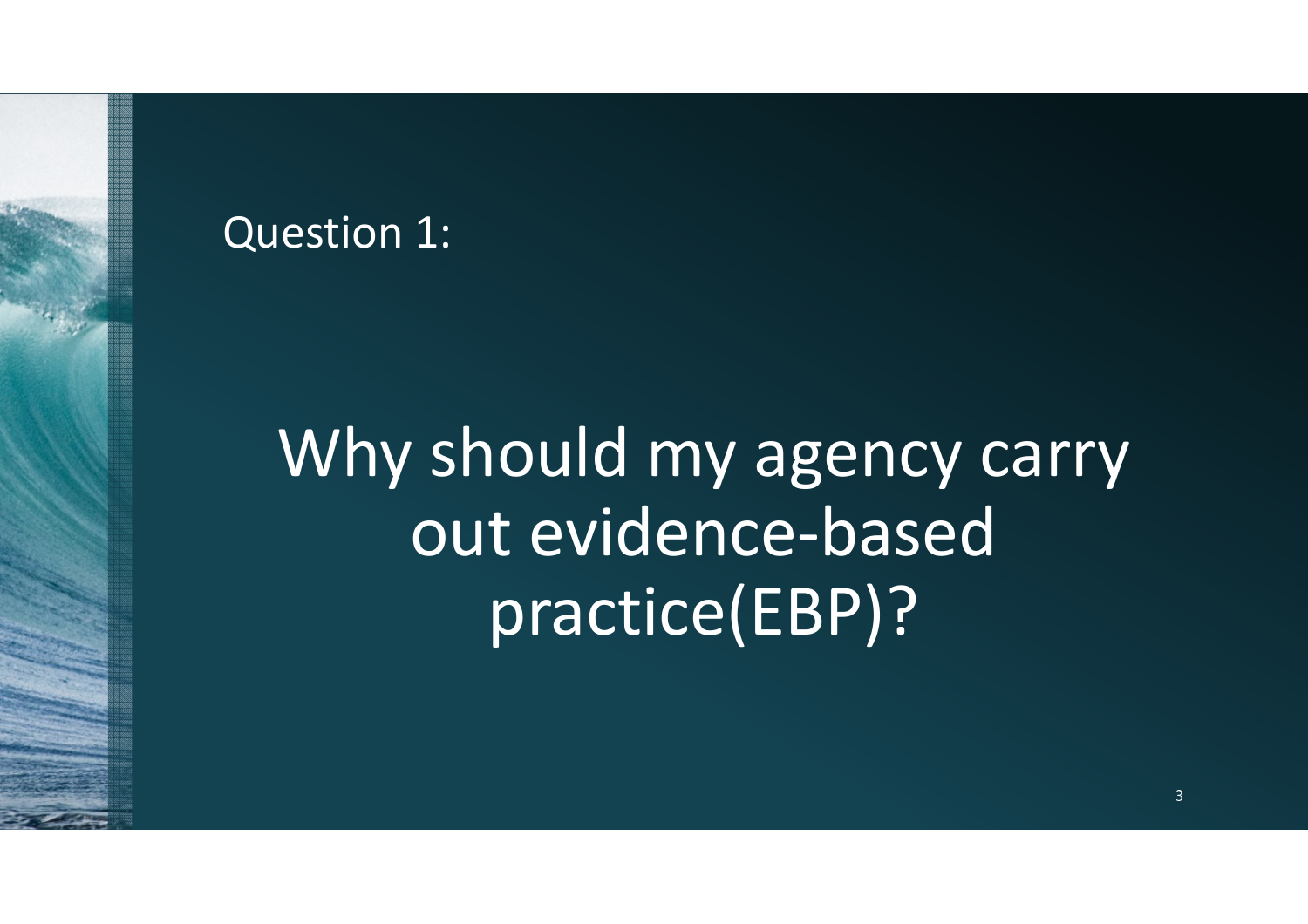Question 1:

# Why should my agency carry out evidence-based practice(EBP)?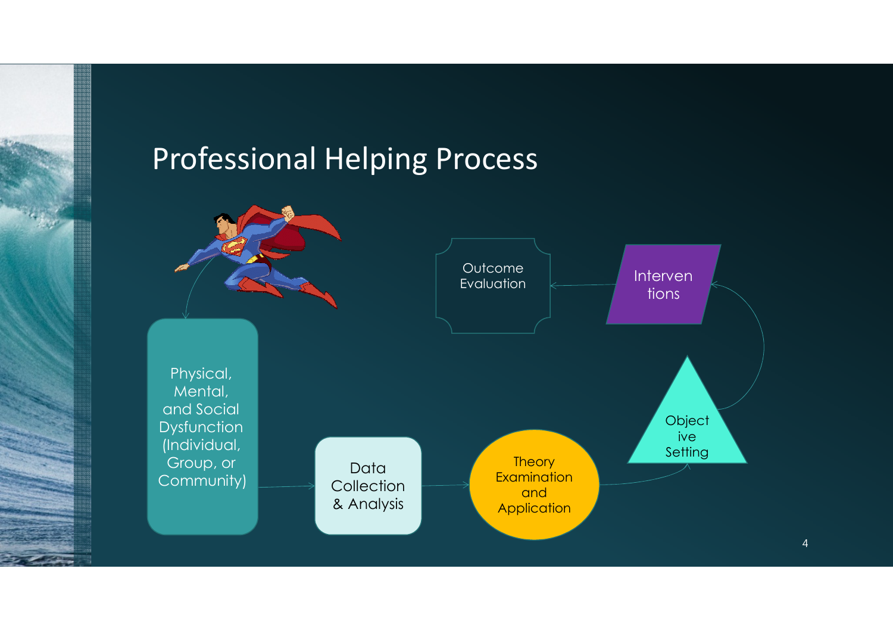# Professional Helping Process

Physical, Mental, and Social Dysfunction (Individual, Group, or Community)

Data Collection & Analysis

Theory Examination and Application

Objective Setting

Interventions

Outcome Evaluation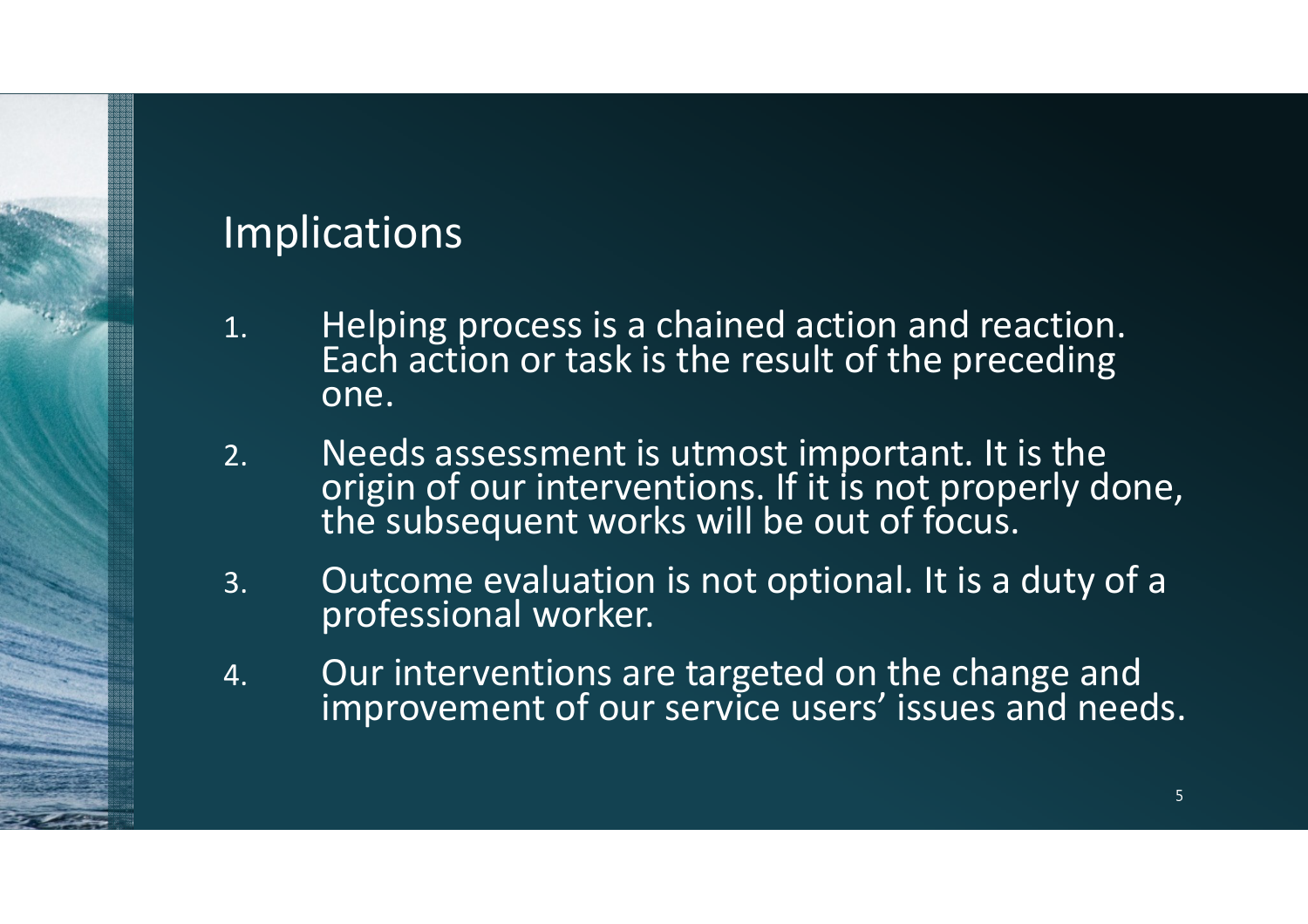# Implications

1. Helping process is a chained action and reaction. Each action or task is the result of the preceding one.
2. Needs assessment is utmost important. It is the origin of our interventions. If it is not properly done, the subsequent works will be out of focus.
3. Outcome evaluation is not optional. It is a duty of a professional worker.
4. Our interventions are targeted on the change and improvement of our service users' issues and needs.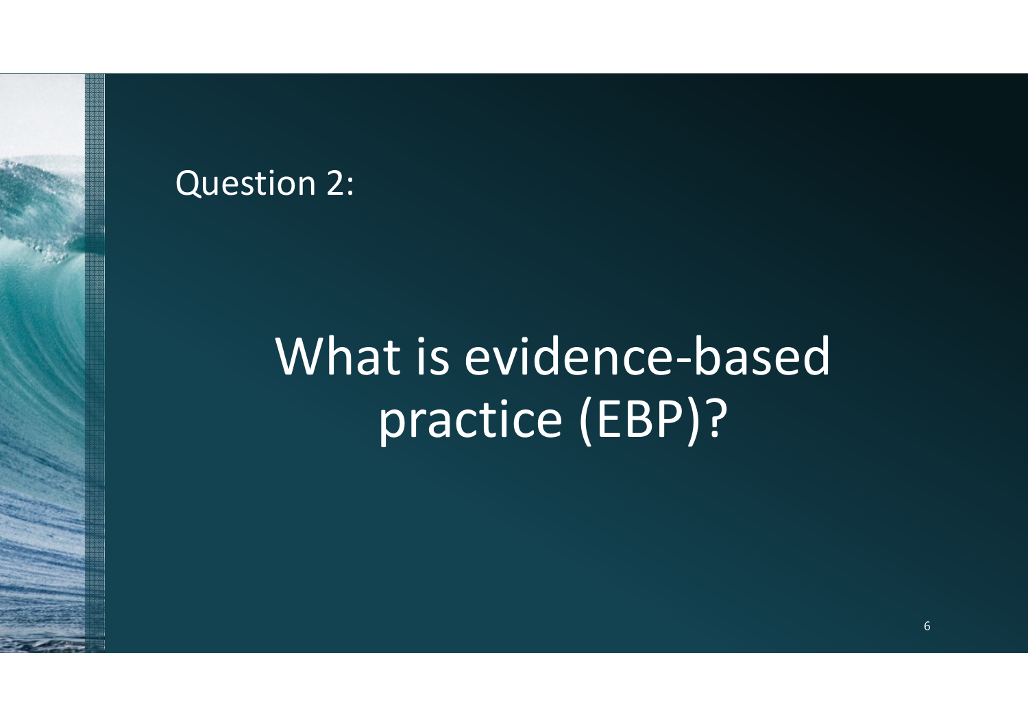Question 2:

# What is evidence-based practice (EBP)?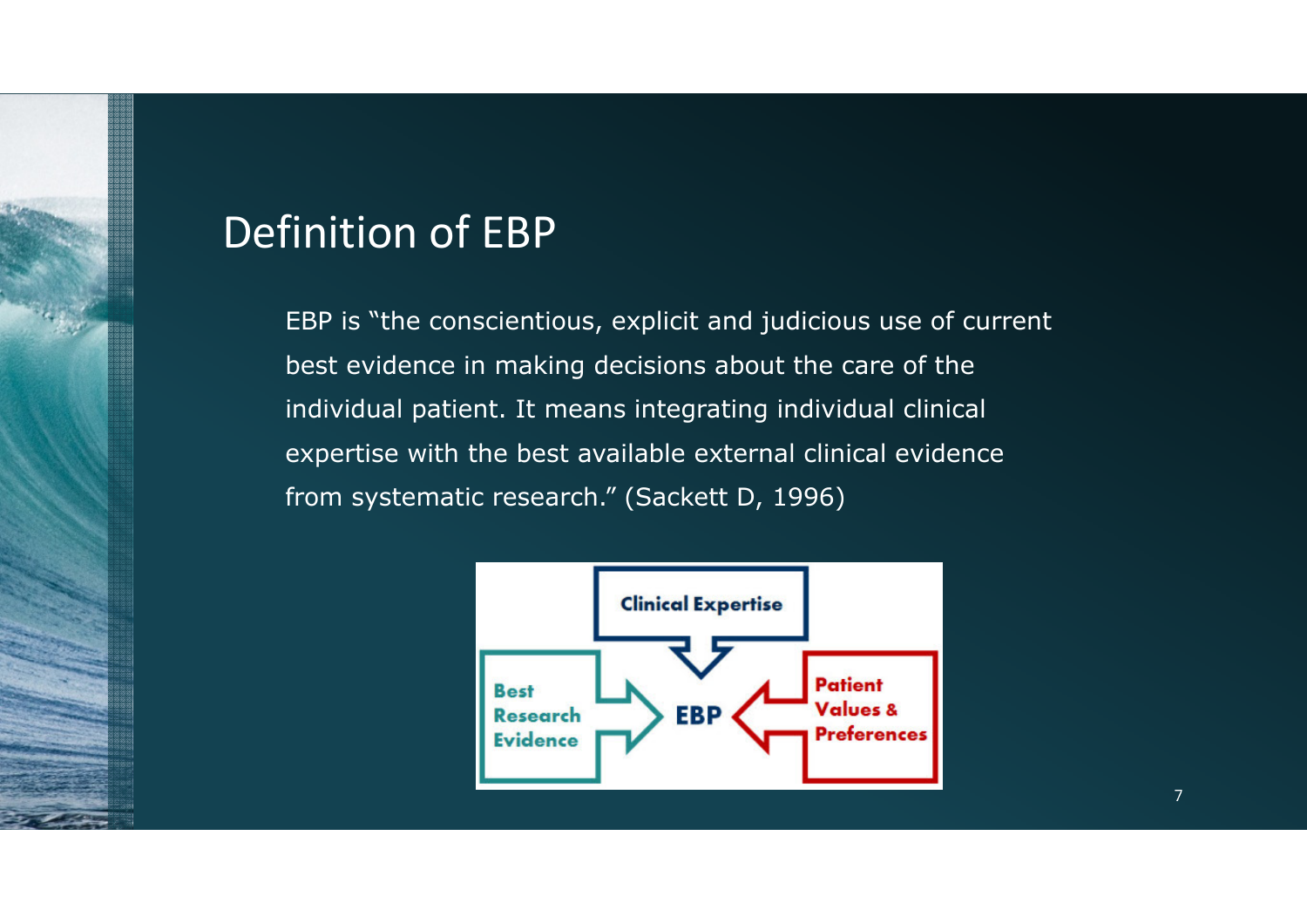# Definition of EBP

EBP is "the conscientious, explicit and judicious use of current best evidence in making decisions about the care of the individual patient. It means integrating individual clinical expertise with the best available external clinical evidence from systematic research." (Sackett D, 1996)

Clinical Expertise

Best Research Evidence

EBP

Patient Values & Preferences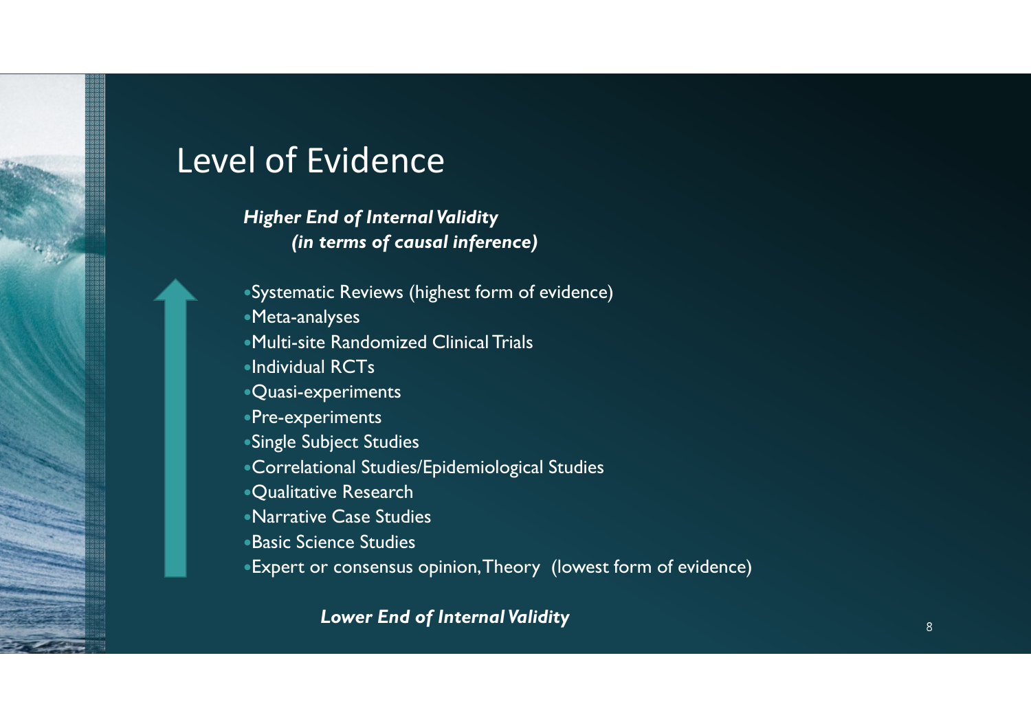# Level of Evidence

***Higher End of Internal Validity (in terms of causal inference)***

- Systematic Reviews (highest form of evidence)
- Meta-analyses
- Multi-site Randomized Clinical Trials
- Individual RCTs
- Quasi-experiments
- Pre-experiments
- Single Subject Studies
- Correlational Studies/Epidemiological Studies
- Qualitative Research
- Narrative Case Studies
- Basic Science Studies
- Expert or consensus opinion, Theory (lowest form of evidence)

***Lower End of Internal Validity***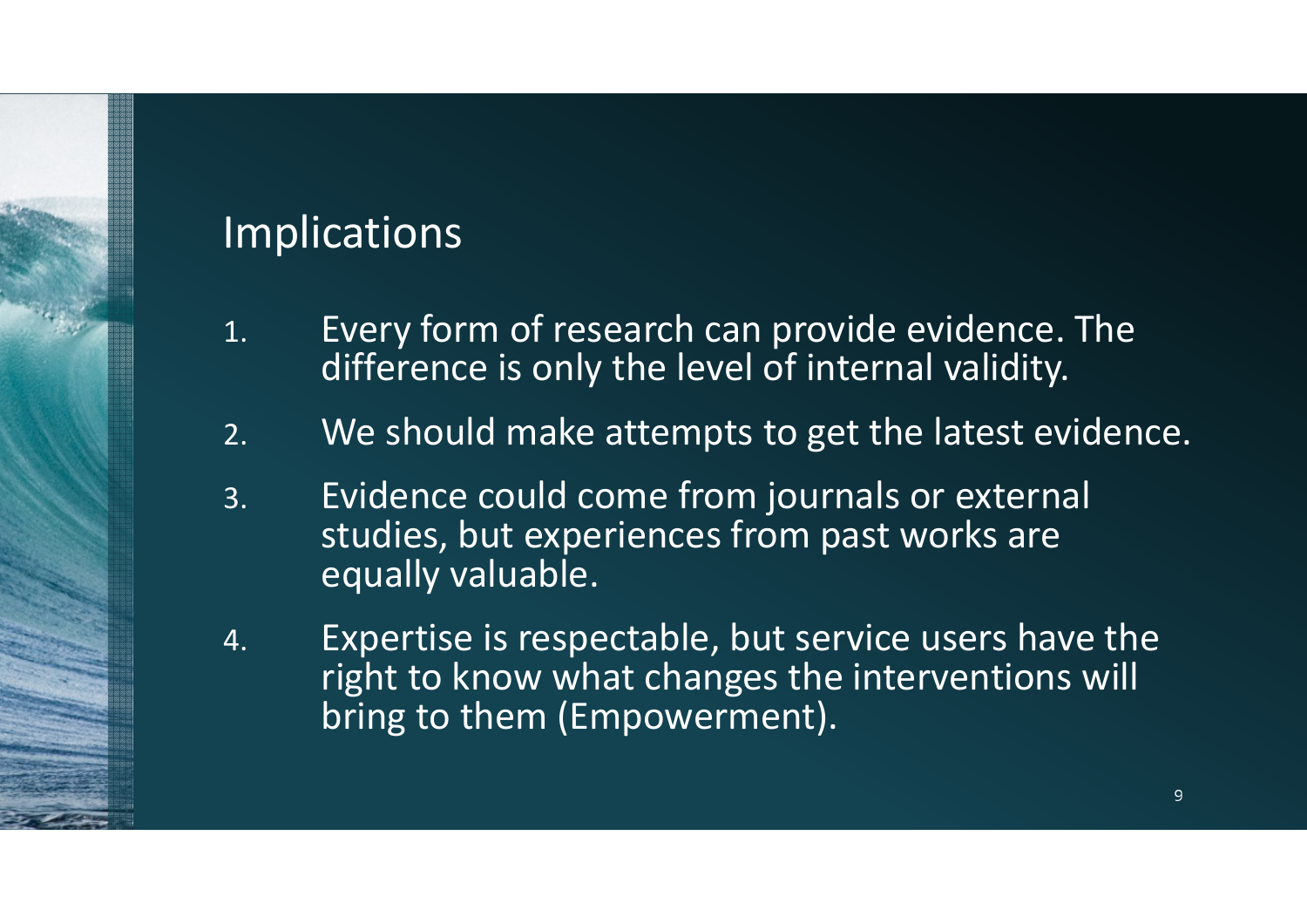## Implications

1. Every form of research can provide evidence. The difference is only the level of internal validity.
2. We should make attempts to get the latest evidence.
3. Evidence could come from journals or external studies, but experiences from past works are equally valuable.
4. Expertise is respectable, but service users have the right to know what changes the interventions will bring to them (Empowerment).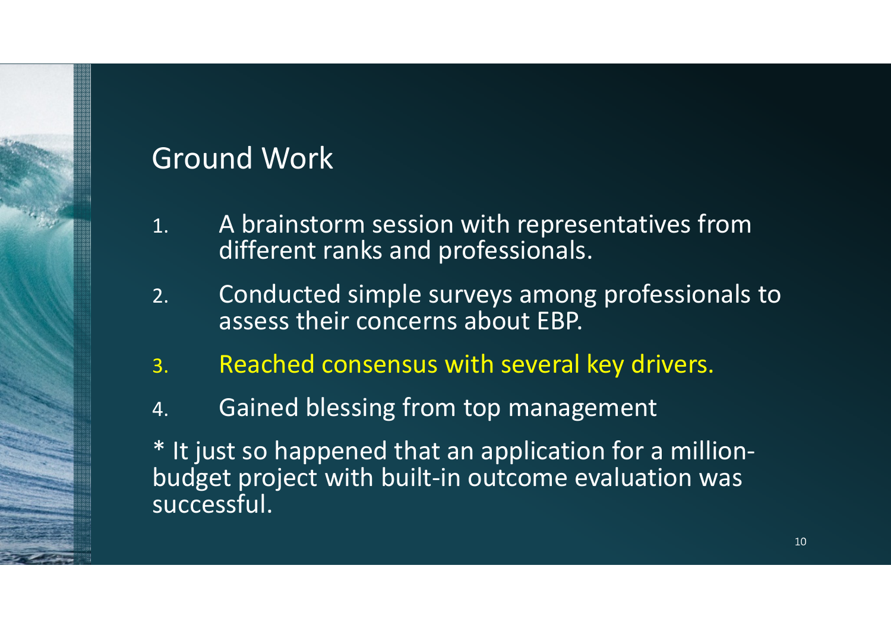## Ground Work

1. A brainstorm session with representatives from different ranks and professionals.
2. Conducted simple surveys among professionals to assess their concerns about EBP.
3. Reached consensus with several key drivers.
4. Gained blessing from top management

* It just so happened that an application for a million-budget project with built-in outcome evaluation was successful.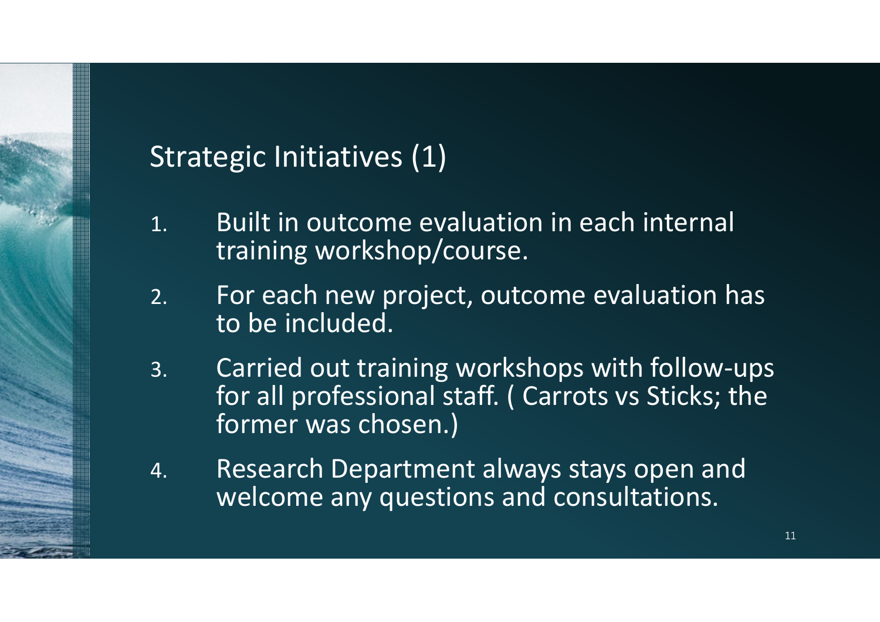## Strategic Initiatives (1)

1. Built in outcome evaluation in each internal training workshop/course.
2. For each new project, outcome evaluation has to be included.
3. Carried out training workshops with follow-ups for all professional staff. ( Carrots vs Sticks; the former was chosen.)
4. Research Department always stays open and welcome any questions and consultations.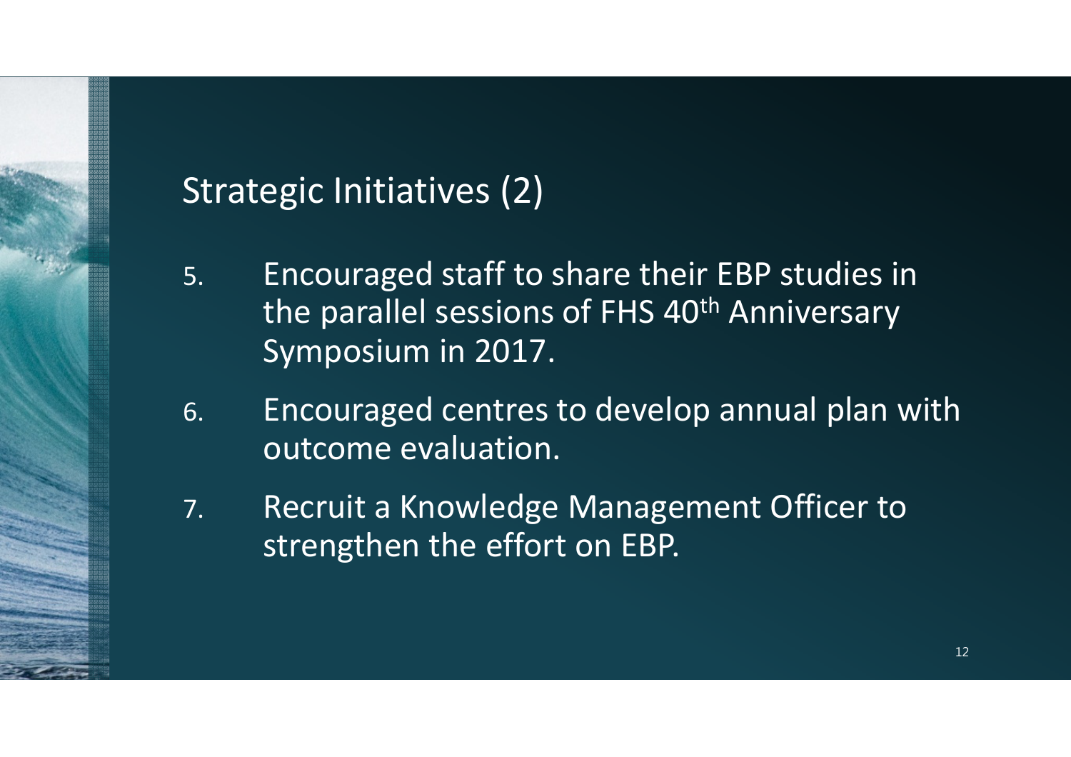## Strategic Initiatives (2)

5. Encouraged staff to share their EBP studies in the parallel sessions of FHS 40th Anniversary Symposium in 2017.
6. Encouraged centres to develop annual plan with outcome evaluation.
7. Recruit a Knowledge Management Officer to strengthen the effort on EBP.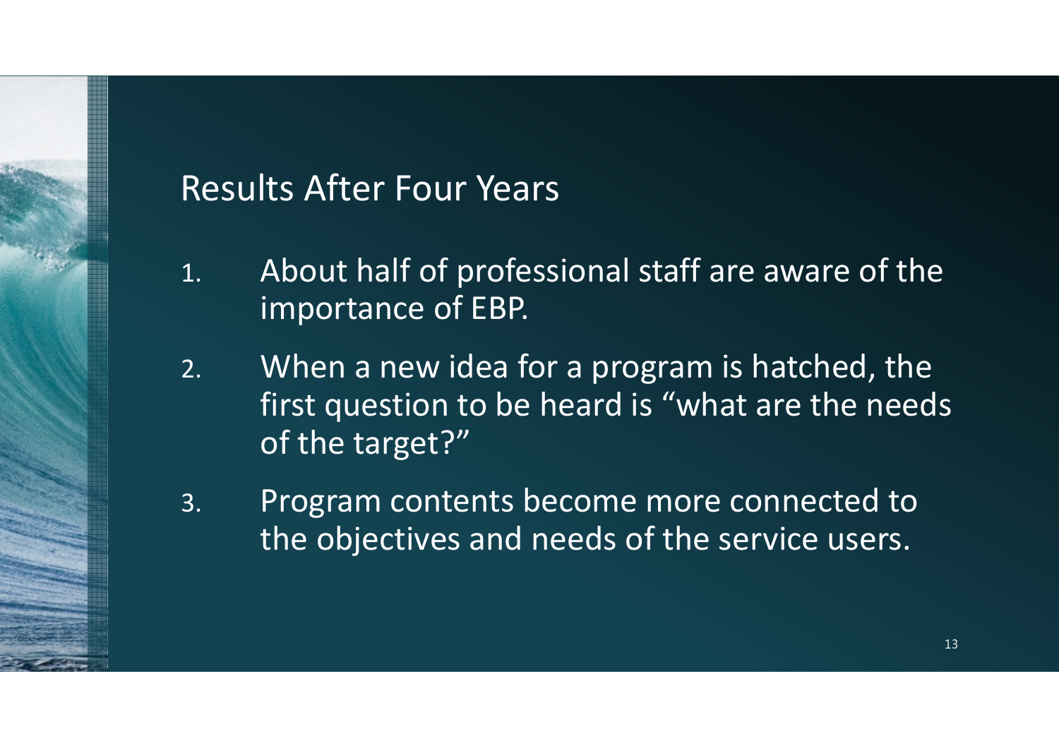## Results After Four Years

1. About half of professional staff are aware of the importance of EBP.
2. When a new idea for a program is hatched, the first question to be heard is “what are the needs of the target?”
3. Program contents become more connected to the objectives and needs of the service users.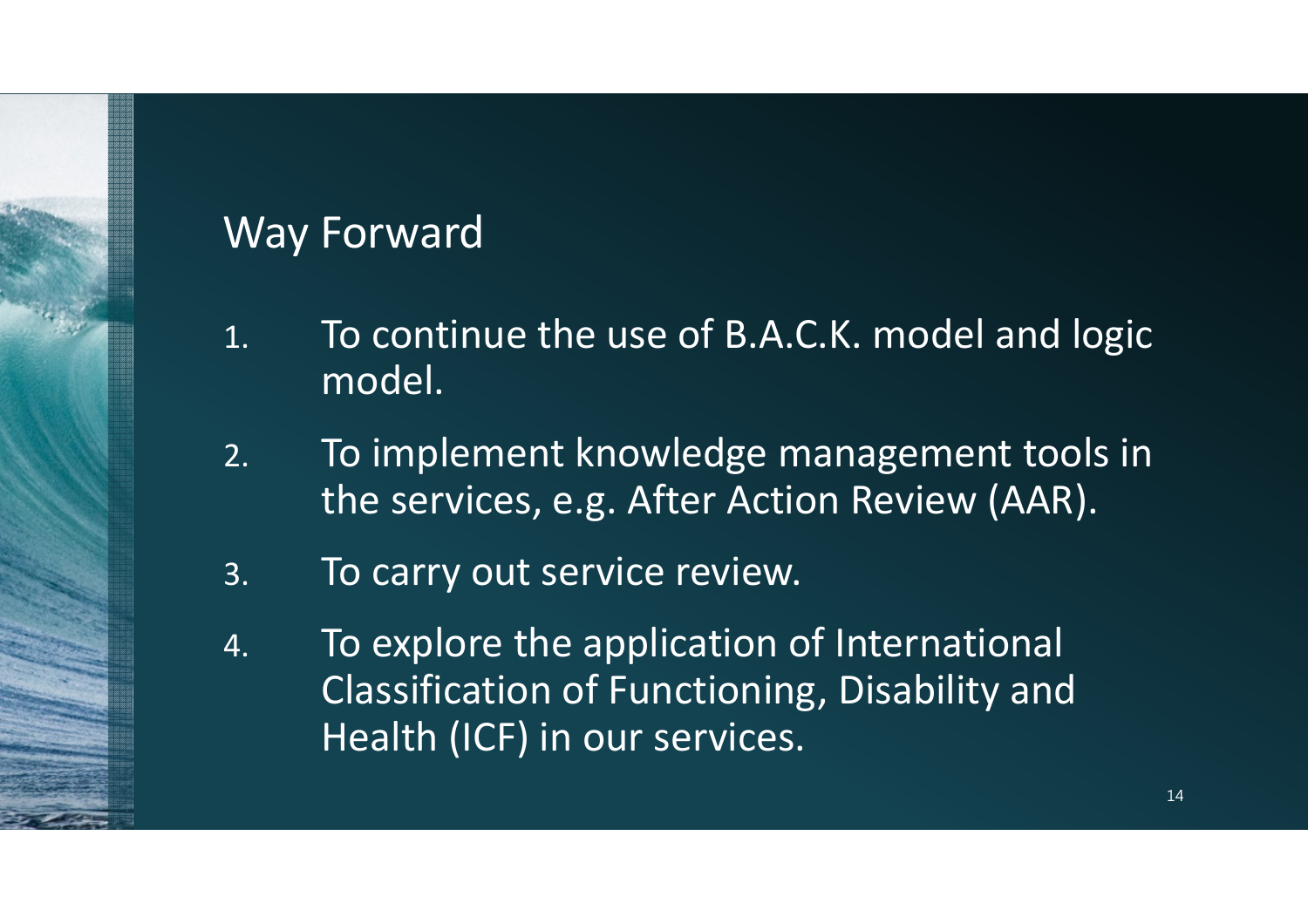## Way Forward

1. To continue the use of B.A.C.K. model and logic model.
2. To implement knowledge management tools in the services, e.g. After Action Review (AAR).
3. To carry out service review.
4. To explore the application of International Classification of Functioning, Disability and Health (ICF) in our services.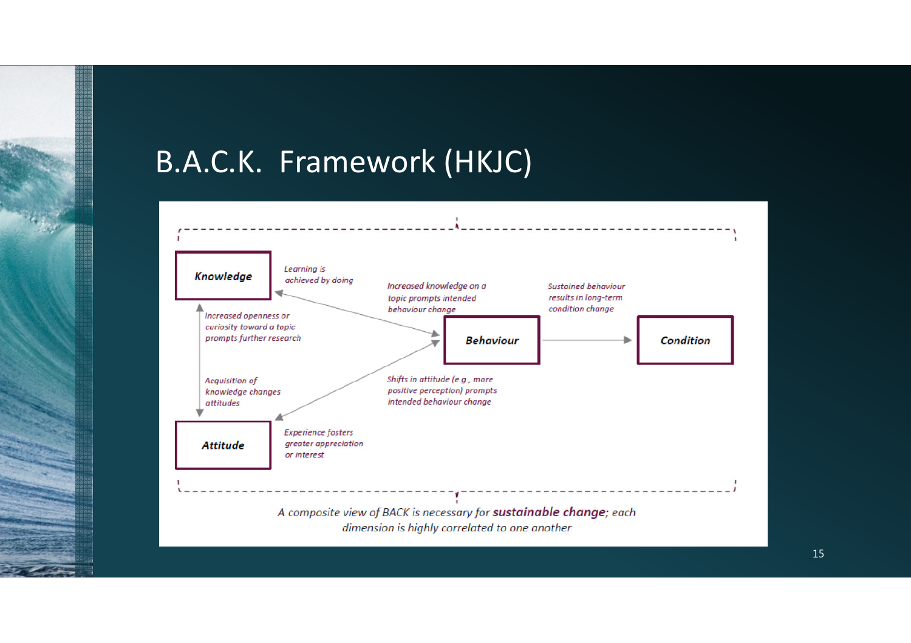# B.A.C.K. Framework (HKJC)

**Knowledge**

*Learning is achieved by doing*

*Increased openness or curiosity toward a topic prompts further research*

*Acquisition of knowledge changes attitudes*

**Attitude**

*Experience fosters greater appreciation or interest*

*Increased knowledge on a topic prompts intended behaviour change*

*Shifts in attitude (e.g., more positive perception) prompts intended behaviour change*

**Behaviour**

*Sustained behaviour results in long-term condition change*

**Condition**

*A composite view of BACK is necessary for **sustainable change**; each dimension is highly correlated to one another*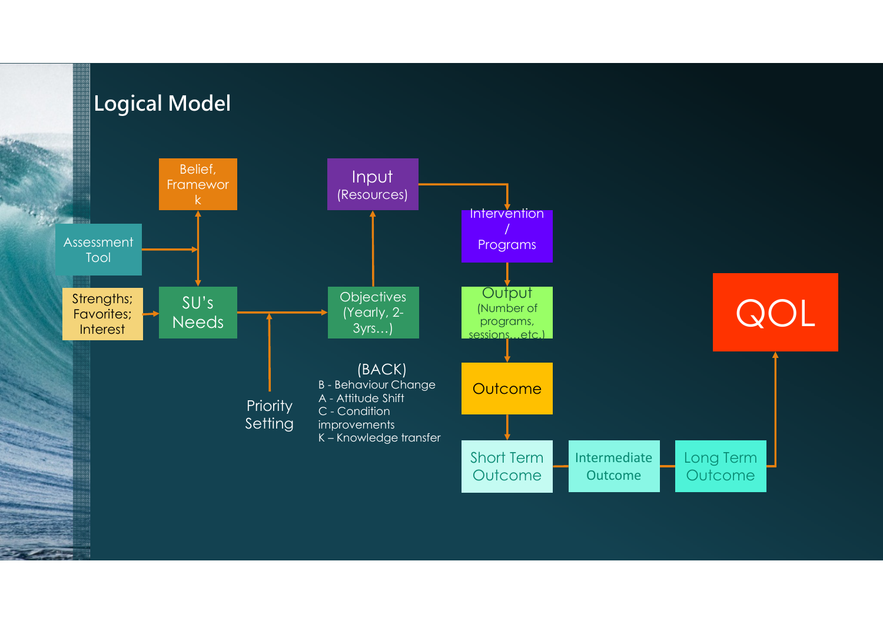# Logical Model

- Assessment Tool
- Belief, Framework
- Strengths; Favorites; Interest
- SU's Needs
- Priority Setting
- Objectives (Yearly, 2-3yrs…)
- Input (Resources)
- Intervention / Programs
- Output (Number of programs, sessions…etc.)
- Outcome
- Short Term Outcome
- Intermediate Outcome
- Long Term Outcome
- QOL

(BACK)
B - Behaviour Change
A - Attitude Shift
C - Condition improvements
K – Knowledge transfer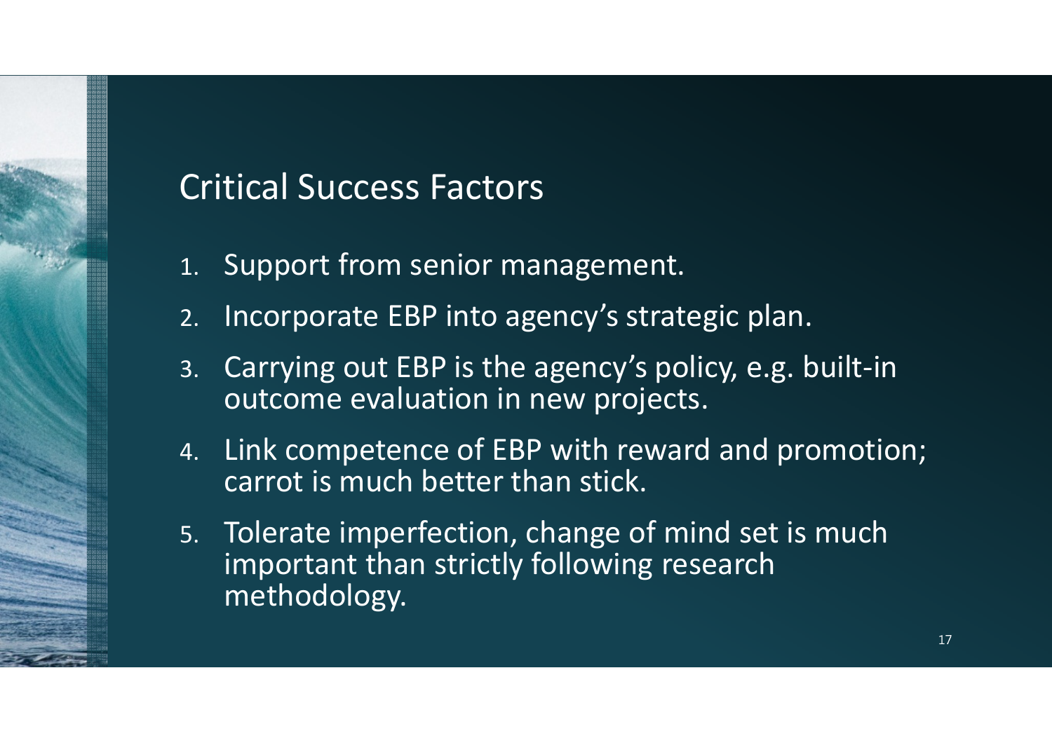## Critical Success Factors

1. Support from senior management.
2. Incorporate EBP into agency's strategic plan.
3. Carrying out EBP is the agency's policy, e.g. built-in outcome evaluation in new projects.
4. Link competence of EBP with reward and promotion; carrot is much better than stick.
5. Tolerate imperfection, change of mind set is much important than strictly following research methodology.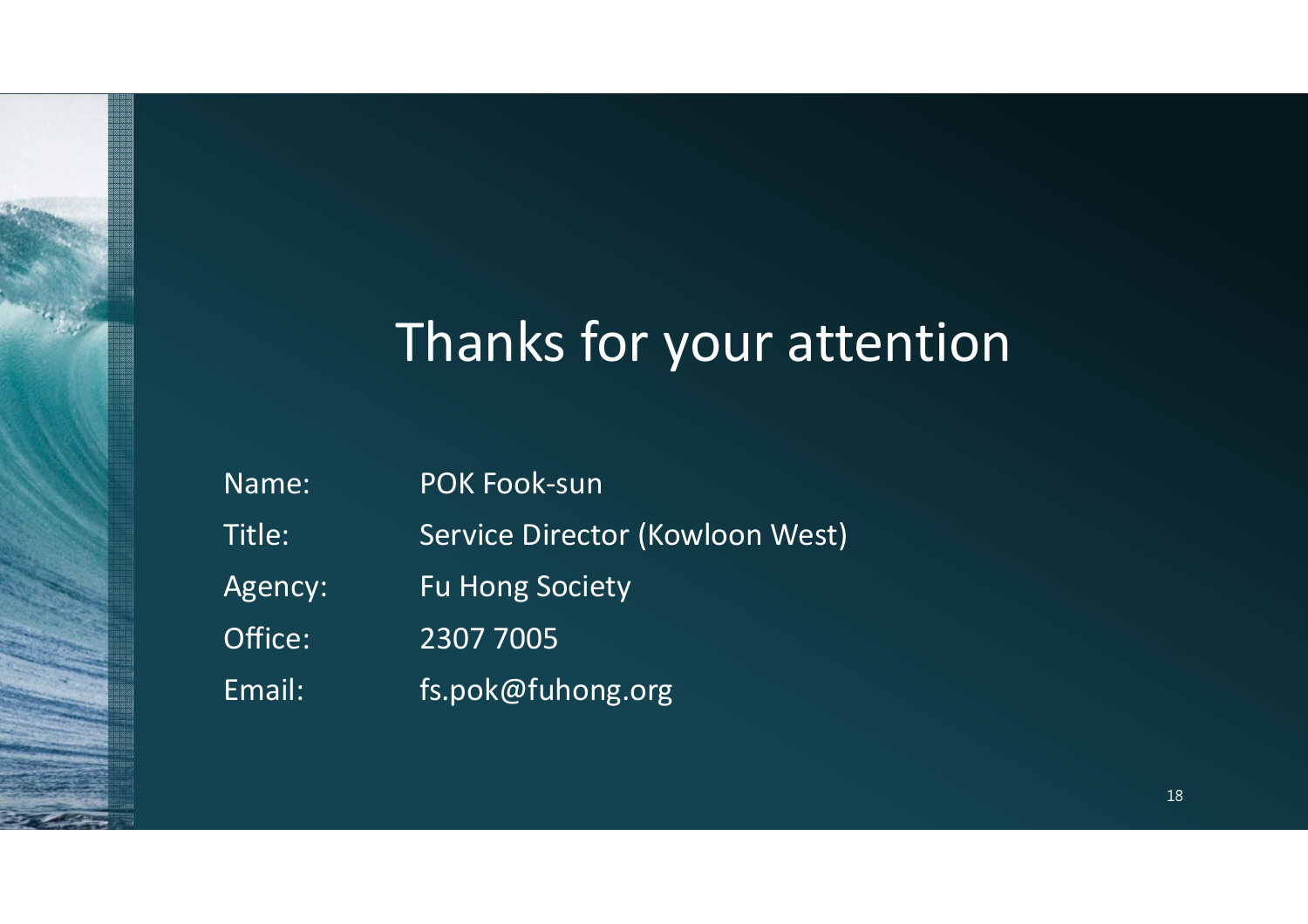# Thanks for your attention

| | |
|---|---|
| Name: | POK Fook-sun |
| Title: | Service Director (Kowloon West) |
| Agency: | Fu Hong Society |
| Office: | 2307 7005 |
| Email: | fs.pok@fuhong.org |